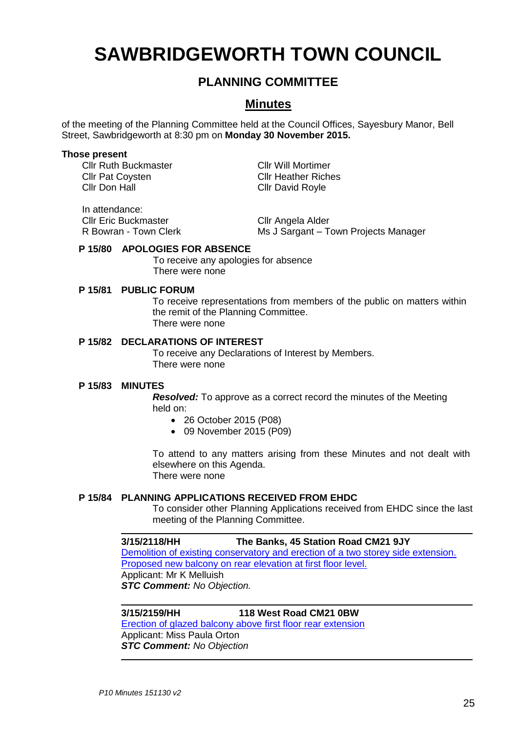# SAWBRIDGEWORTH TOWN COUNCIL

## PLANNING COMMITTEE

## Minutes

of the meeting of the Planning Committee held at the Council Offices, Sayesbury Manor, Bell Street, Sawbridgeworth at 8:30 pm on **Monday 30 November 2015.**

**Those present**

Cllr Ruth Buckmaster
Cllr Pat Coysten
Cllr Don Hall
Cllr Will Mortimer
Cllr Heather Riches
Cllr David Royle

In attendance:
Cllr Eric Buckmaster
R Bowran - Town Clerk
Cllr Angela Alder
Ms J Sargant – Town Projects Manager

**P 15/80 APOLOGIES FOR ABSENCE**

To receive any apologies for absence
There were none

**P 15/81 PUBLIC FORUM**

To receive representations from members of the public on matters within the remit of the Planning Committee.
There were none

**P 15/82 DECLARATIONS OF INTEREST**

To receive any Declarations of Interest by Members.
There were none

**P 15/83 MINUTES**

***Resolved:*** To approve as a correct record the minutes of the Meeting held on:

- 26 October 2015 (P08)
- 09 November 2015 (P09)

To attend to any matters arising from these Minutes and not dealt with elsewhere on this Agenda.
There were none

**P 15/84 PLANNING APPLICATIONS RECEIVED FROM EHDC**

To consider other Planning Applications received from EHDC since the last meeting of the Planning Committee.

---

**3/15/2118/HH The Banks, 45 Station Road CM21 9JY**
Demolition of existing conservatory and erection of a two storey side extension. Proposed new balcony on rear elevation at first floor level.
Applicant: Mr K Melluish
***STC Comment:*** *No Objection.*

---

**3/15/2159/HH 118 West Road CM21 0BW**
Erection of glazed balcony above first floor rear extension
Applicant: Miss Paula Orton
***STC Comment:*** *No Objection*

---

*P10 Minutes 151130 v2*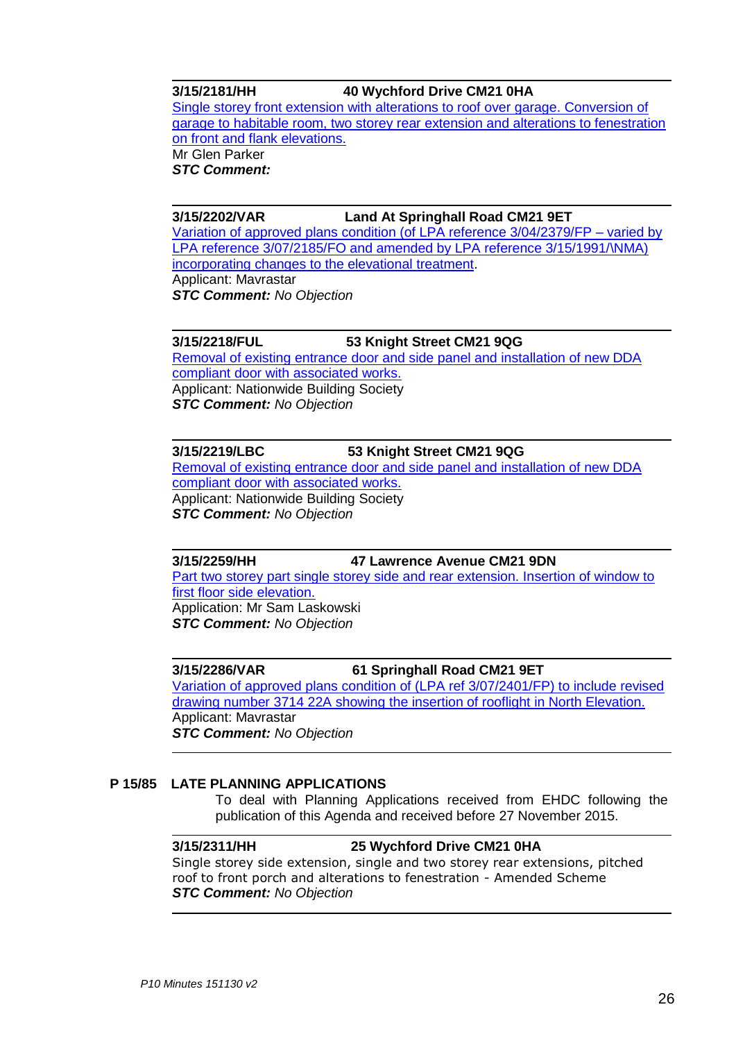**3/15/2181/HH** **40 Wychford Drive CM21 0HA**

Single storey front extension with alterations to roof over garage. Conversion of garage to habitable room, two storey rear extension and alterations to fenestration on front and flank elevations.

Mr Glen Parker

***STC Comment:***

---

**3/15/2202/VAR** **Land At Springhall Road CM21 9ET**

Variation of approved plans condition (of LPA reference 3/04/2379/FP – varied by LPA reference 3/07/2185/FO and amended by LPA reference 3/15/1991/\NMA) incorporating changes to the elevational treatment.

Applicant: Mavrastar

***STC Comment:*** *No Objection*

---

**3/15/2218/FUL** **53 Knight Street CM21 9QG**

Removal of existing entrance door and side panel and installation of new DDA compliant door with associated works.

Applicant: Nationwide Building Society

***STC Comment:*** *No Objection*

---

**3/15/2219/LBC** **53 Knight Street CM21 9QG**

Removal of existing entrance door and side panel and installation of new DDA compliant door with associated works.

Applicant: Nationwide Building Society

***STC Comment:*** *No Objection*

---

**3/15/2259/HH** **47 Lawrence Avenue CM21 9DN**

Part two storey part single storey side and rear extension. Insertion of window to first floor side elevation.

Application: Mr Sam Laskowski

***STC Comment:*** *No Objection*

---

**3/15/2286/VAR** **61 Springhall Road CM21 9ET**

Variation of approved plans condition of (LPA ref 3/07/2401/FP) to include revised drawing number 3714 22A showing the insertion of rooflight in North Elevation.

Applicant: Mavrastar

***STC Comment:*** *No Objection*

---

## P 15/85 LATE PLANNING APPLICATIONS

To deal with Planning Applications received from EHDC following the publication of this Agenda and received before 27 November 2015.

---

**3/15/2311/HH** **25 Wychford Drive CM21 0HA**

Single storey side extension, single and two storey rear extensions, pitched roof to front porch and alterations to fenestration - Amended Scheme

***STC Comment:*** *No Objection*

---

*P10 Minutes 151130 v2*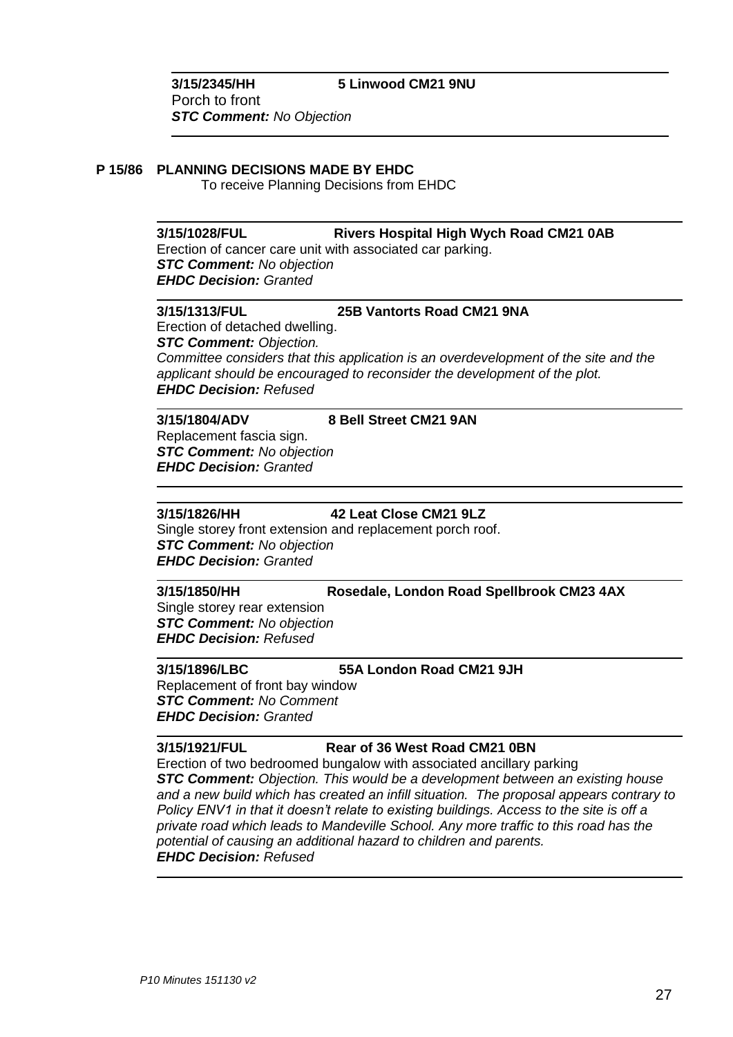**3/15/2345/HH** **5 Linwood CM21 9NU**
Porch to front
***STC Comment:*** *No Objection*

---

## P 15/86 PLANNING DECISIONS MADE BY EHDC

To receive Planning Decisions from EHDC

---

**3/15/1028/FUL** **Rivers Hospital High Wych Road CM21 0AB**
Erection of cancer care unit with associated car parking.
***STC Comment:*** *No objection*
***EHDC Decision:*** *Granted*

---

**3/15/1313/FUL** **25B Vantorts Road CM21 9NA**
Erection of detached dwelling.
***STC Comment:*** *Objection.*
*Committee considers that this application is an overdevelopment of the site and the applicant should be encouraged to reconsider the development of the plot.*
***EHDC Decision:*** *Refused*

---

**3/15/1804/ADV** **8 Bell Street CM21 9AN**
Replacement fascia sign.
***STC Comment:*** *No objection*
***EHDC Decision:*** *Granted*

---

**3/15/1826/HH** **42 Leat Close CM21 9LZ**
Single storey front extension and replacement porch roof.
***STC Comment:*** *No objection*
***EHDC Decision:*** *Granted*

---

**3/15/1850/HH** **Rosedale, London Road Spellbrook CM23 4AX**
Single storey rear extension
***STC Comment:*** *No objection*
***EHDC Decision:*** *Refused*

---

**3/15/1896/LBC** **55A London Road CM21 9JH**
Replacement of front bay window
***STC Comment:*** *No Comment*
***EHDC Decision:*** *Granted*

---

**3/15/1921/FUL** **Rear of 36 West Road CM21 0BN**
Erection of two bedroomed bungalow with associated ancillary parking
***STC Comment:*** *Objection. This would be a development between an existing house and a new build which has created an infill situation. The proposal appears contrary to Policy ENV1 in that it doesn't relate to existing buildings. Access to the site is off a private road which leads to Mandeville School. Any more traffic to this road has the potential of causing an additional hazard to children and parents.*
***EHDC Decision:*** *Refused*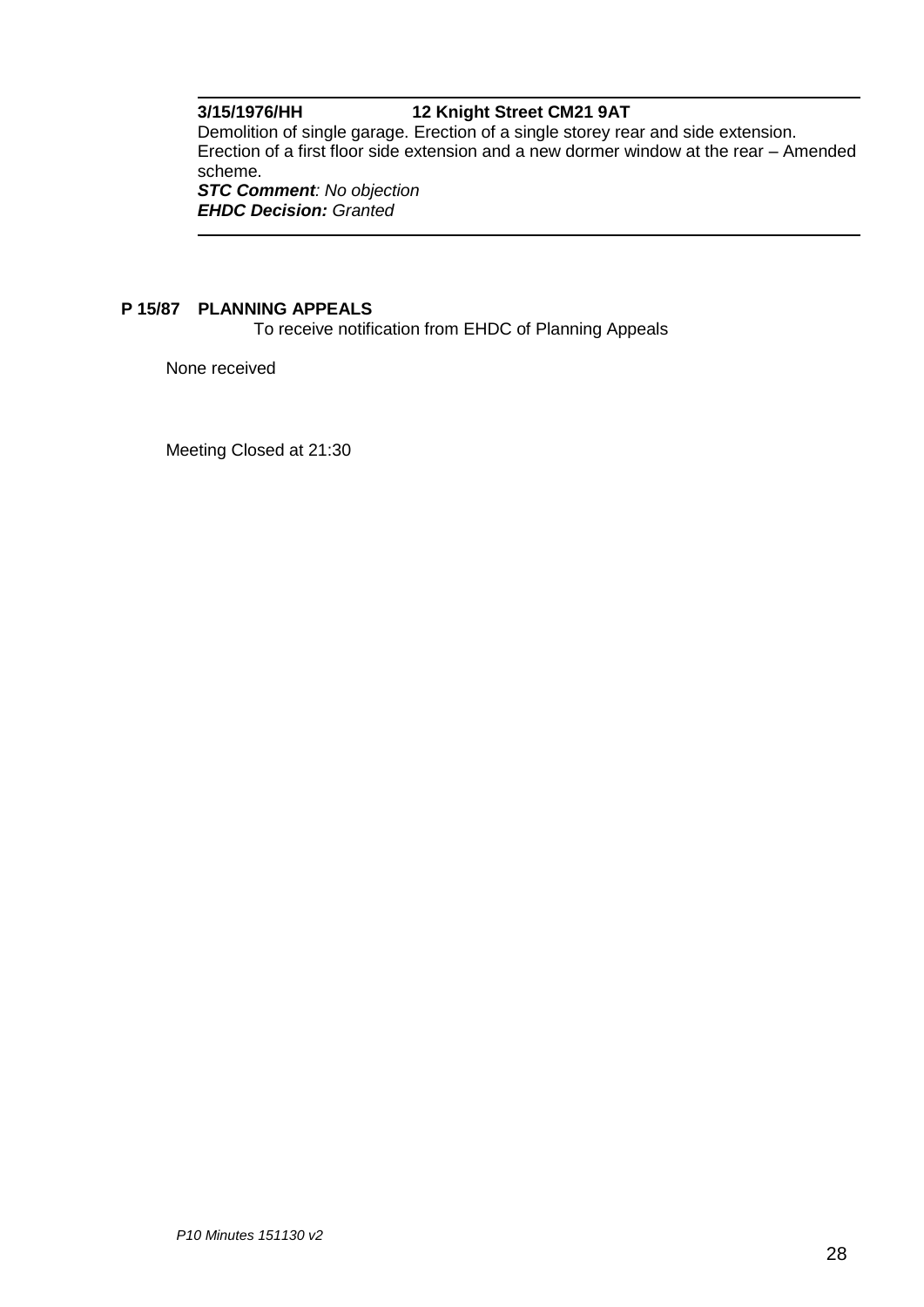**3/15/1976/HH** **12 Knight Street CM21 9AT**

Demolition of single garage. Erection of a single storey rear and side extension. Erection of a first floor side extension and a new dormer window at the rear – Amended scheme.

***STC Comment****: No objection*

***EHDC Decision:*** *Granted*

---

**P 15/87 PLANNING APPEALS**

To receive notification from EHDC of Planning Appeals

None received

Meeting Closed at 21:30